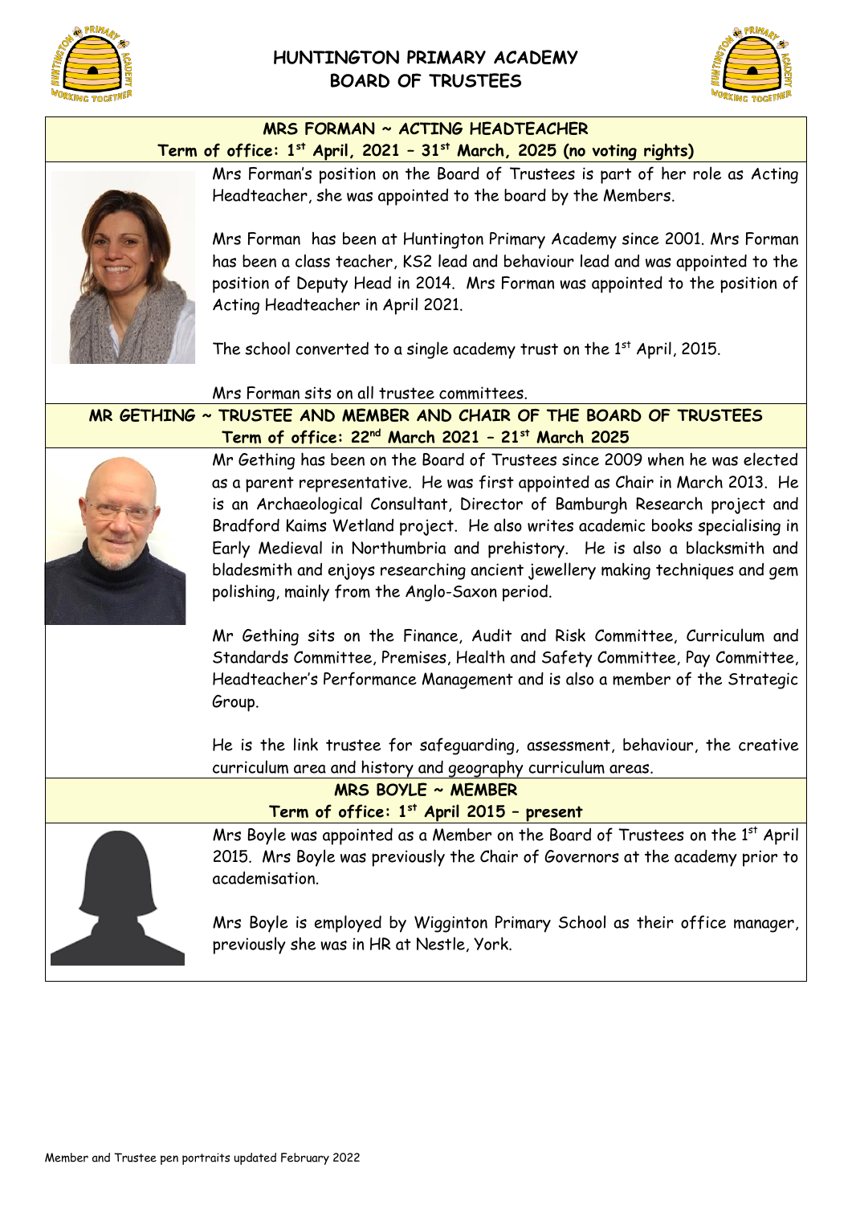# HUNTINGTON PRIMARY ACADEMY
# BOARD OF TRUSTEES

## MRS FORMAN ~ ACTING HEADTEACHER

**Term of office: 1st April, 2021 – 31st March, 2025 (no voting rights)**

Mrs Forman's position on the Board of Trustees is part of her role as Acting Headteacher, she was appointed to the board by the Members.

Mrs Forman has been at Huntington Primary Academy since 2001. Mrs Forman has been a class teacher, KS2 lead and behaviour lead and was appointed to the position of Deputy Head in 2014. Mrs Forman was appointed to the position of Acting Headteacher in April 2021.

The school converted to a single academy trust on the 1st April, 2015.

Mrs Forman sits on all trustee committees.

## MR GETHING ~ TRUSTEE AND MEMBER AND CHAIR OF THE BOARD OF TRUSTEES

**Term of office: 22nd March 2021 – 21st March 2025**

Mr Gething has been on the Board of Trustees since 2009 when he was elected as a parent representative. He was first appointed as Chair in March 2013. He is an Archaeological Consultant, Director of Bamburgh Research project and Bradford Kaims Wetland project. He also writes academic books specialising in Early Medieval in Northumbria and prehistory. He is also a blacksmith and bladesmith and enjoys researching ancient jewellery making techniques and gem polishing, mainly from the Anglo-Saxon period.

Mr Gething sits on the Finance, Audit and Risk Committee, Curriculum and Standards Committee, Premises, Health and Safety Committee, Pay Committee, Headteacher's Performance Management and is also a member of the Strategic Group.

He is the link trustee for safeguarding, assessment, behaviour, the creative curriculum area and history and geography curriculum areas.

## MRS BOYLE ~ MEMBER

**Term of office: 1st April 2015 – present**

Mrs Boyle was appointed as a Member on the Board of Trustees on the 1st April 2015. Mrs Boyle was previously the Chair of Governors at the academy prior to academisation.

Mrs Boyle is employed by Wigginton Primary School as their office manager, previously she was in HR at Nestle, York.

Member and Trustee pen portraits updated February 2022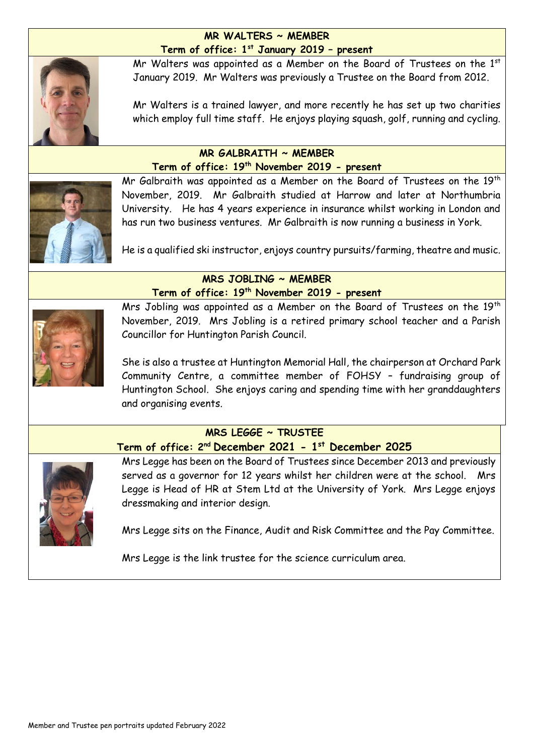## MR WALTERS ~ MEMBER

**Term of office: 1st January 2019 – present**

Mr Walters was appointed as a Member on the Board of Trustees on the 1st January 2019. Mr Walters was previously a Trustee on the Board from 2012.

Mr Walters is a trained lawyer, and more recently he has set up two charities which employ full time staff. He enjoys playing squash, golf, running and cycling.

## MR GALBRAITH ~ MEMBER

**Term of office: 19th November 2019 - present**

Mr Galbraith was appointed as a Member on the Board of Trustees on the 19th November, 2019. Mr Galbraith studied at Harrow and later at Northumbria University. He has 4 years experience in insurance whilst working in London and has run two business ventures. Mr Galbraith is now running a business in York.

He is a qualified ski instructor, enjoys country pursuits/farming, theatre and music.

## MRS JOBLING ~ MEMBER

**Term of office: 19th November 2019 - present**

Mrs Jobling was appointed as a Member on the Board of Trustees on the 19th November, 2019. Mrs Jobling is a retired primary school teacher and a Parish Councillor for Huntington Parish Council.

She is also a trustee at Huntington Memorial Hall, the chairperson at Orchard Park Community Centre, a committee member of FOHSY – fundraising group of Huntington School. She enjoys caring and spending time with her granddaughters and organising events.

## MRS LEGGE ~ TRUSTEE

**Term of office: 2nd December 2021 - 1st December 2025**

Mrs Legge has been on the Board of Trustees since December 2013 and previously served as a governor for 12 years whilst her children were at the school. Mrs Legge is Head of HR at Stem Ltd at the University of York. Mrs Legge enjoys dressmaking and interior design.

Mrs Legge sits on the Finance, Audit and Risk Committee and the Pay Committee.

Mrs Legge is the link trustee for the science curriculum area.

Member and Trustee pen portraits updated February 2022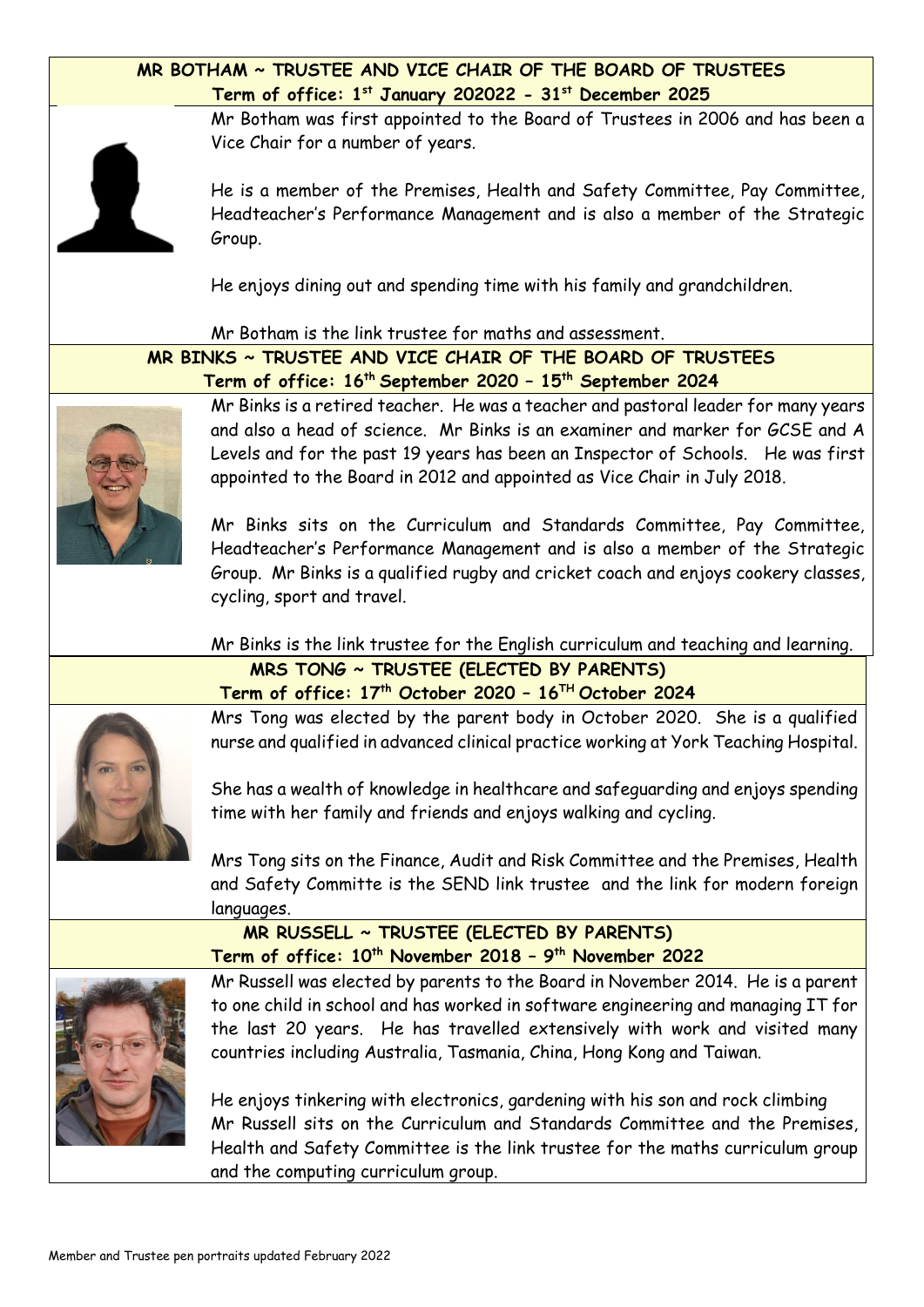## MR BOTHAM ~ TRUSTEE AND VICE CHAIR OF THE BOARD OF TRUSTEES

**Term of office: 1st January 202022 - 31st December 2025**

Mr Botham was first appointed to the Board of Trustees in 2006 and has been a Vice Chair for a number of years.

He is a member of the Premises, Health and Safety Committee, Pay Committee, Headteacher's Performance Management and is also a member of the Strategic Group.

He enjoys dining out and spending time with his family and grandchildren.

Mr Botham is the link trustee for maths and assessment.

## MR BINKS ~ TRUSTEE AND VICE CHAIR OF THE BOARD OF TRUSTEES

**Term of office: 16th September 2020 – 15th September 2024**

Mr Binks is a retired teacher. He was a teacher and pastoral leader for many years and also a head of science. Mr Binks is an examiner and marker for GCSE and A Levels and for the past 19 years has been an Inspector of Schools. He was first appointed to the Board in 2012 and appointed as Vice Chair in July 2018.

Mr Binks sits on the Curriculum and Standards Committee, Pay Committee, Headteacher's Performance Management and is also a member of the Strategic Group. Mr Binks is a qualified rugby and cricket coach and enjoys cookery classes, cycling, sport and travel.

Mr Binks is the link trustee for the English curriculum and teaching and learning.

## MRS TONG ~ TRUSTEE (ELECTED BY PARENTS)

**Term of office: 17th October 2020 – 16TH October 2024**

Mrs Tong was elected by the parent body in October 2020. She is a qualified nurse and qualified in advanced clinical practice working at York Teaching Hospital.

She has a wealth of knowledge in healthcare and safeguarding and enjoys spending time with her family and friends and enjoys walking and cycling.

Mrs Tong sits on the Finance, Audit and Risk Committee and the Premises, Health and Safety Committe is the SEND link trustee and the link for modern foreign languages.

## MR RUSSELL ~ TRUSTEE (ELECTED BY PARENTS)

**Term of office: 10th November 2018 – 9th November 2022**

Mr Russell was elected by parents to the Board in November 2014. He is a parent to one child in school and has worked in software engineering and managing IT for the last 20 years. He has travelled extensively with work and visited many countries including Australia, Tasmania, China, Hong Kong and Taiwan.

He enjoys tinkering with electronics, gardening with his son and rock climbing
Mr Russell sits on the Curriculum and Standards Committee and the Premises, Health and Safety Committee is the link trustee for the maths curriculum group and the computing curriculum group.

Member and Trustee pen portraits updated February 2022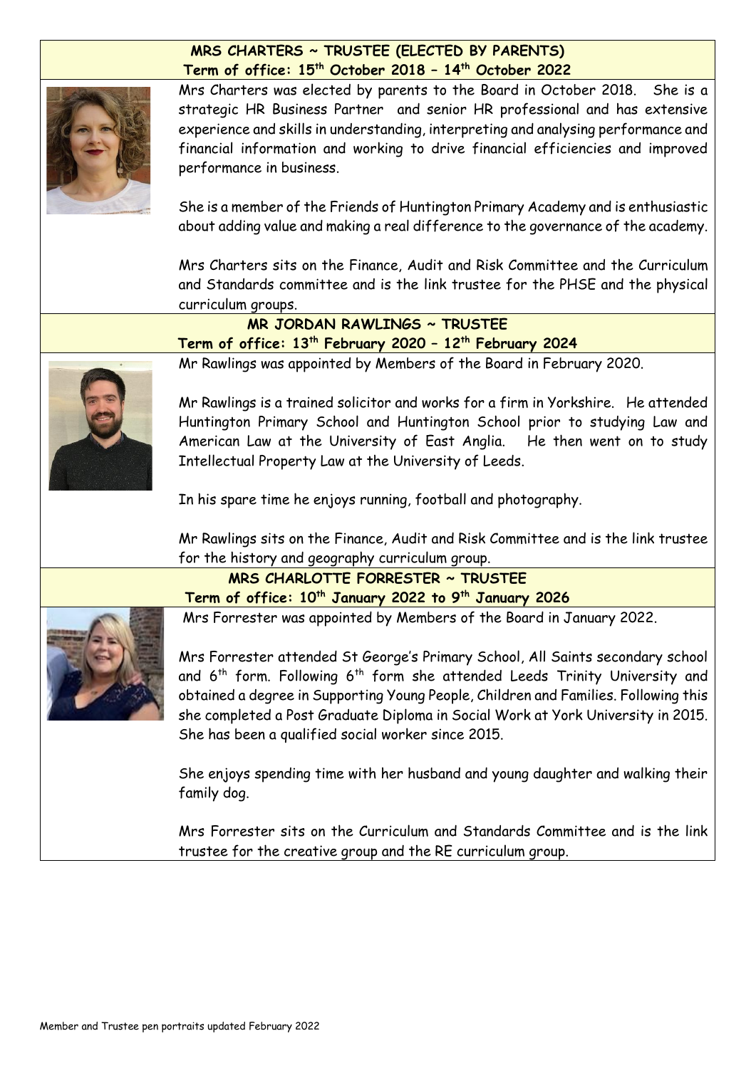**MRS CHARTERS ~ TRUSTEE (ELECTED BY PARENTS)**
**Term of office: 15th October 2018 – 14th October 2022**

Mrs Charters was elected by parents to the Board in October 2018. She is a strategic HR Business Partner and senior HR professional and has extensive experience and skills in understanding, interpreting and analysing performance and financial information and working to drive financial efficiencies and improved performance in business.

She is a member of the Friends of Huntington Primary Academy and is enthusiastic about adding value and making a real difference to the governance of the academy.

Mrs Charters sits on the Finance, Audit and Risk Committee and the Curriculum and Standards committee and is the link trustee for the PHSE and the physical curriculum groups.

**MR JORDAN RAWLINGS ~ TRUSTEE**
**Term of office: 13th February 2020 – 12th February 2024**

Mr Rawlings was appointed by Members of the Board in February 2020.

Mr Rawlings is a trained solicitor and works for a firm in Yorkshire. He attended Huntington Primary School and Huntington School prior to studying Law and American Law at the University of East Anglia. He then went on to study Intellectual Property Law at the University of Leeds.

In his spare time he enjoys running, football and photography.

Mr Rawlings sits on the Finance, Audit and Risk Committee and is the link trustee for the history and geography curriculum group.

**MRS CHARLOTTE FORRESTER ~ TRUSTEE**
**Term of office: 10th January 2022 to 9th January 2026**

Mrs Forrester was appointed by Members of the Board in January 2022.

Mrs Forrester attended St George's Primary School, All Saints secondary school and 6th form. Following 6th form she attended Leeds Trinity University and obtained a degree in Supporting Young People, Children and Families. Following this she completed a Post Graduate Diploma in Social Work at York University in 2015. She has been a qualified social worker since 2015.

She enjoys spending time with her husband and young daughter and walking their family dog.

Mrs Forrester sits on the Curriculum and Standards Committee and is the link trustee for the creative group and the RE curriculum group.